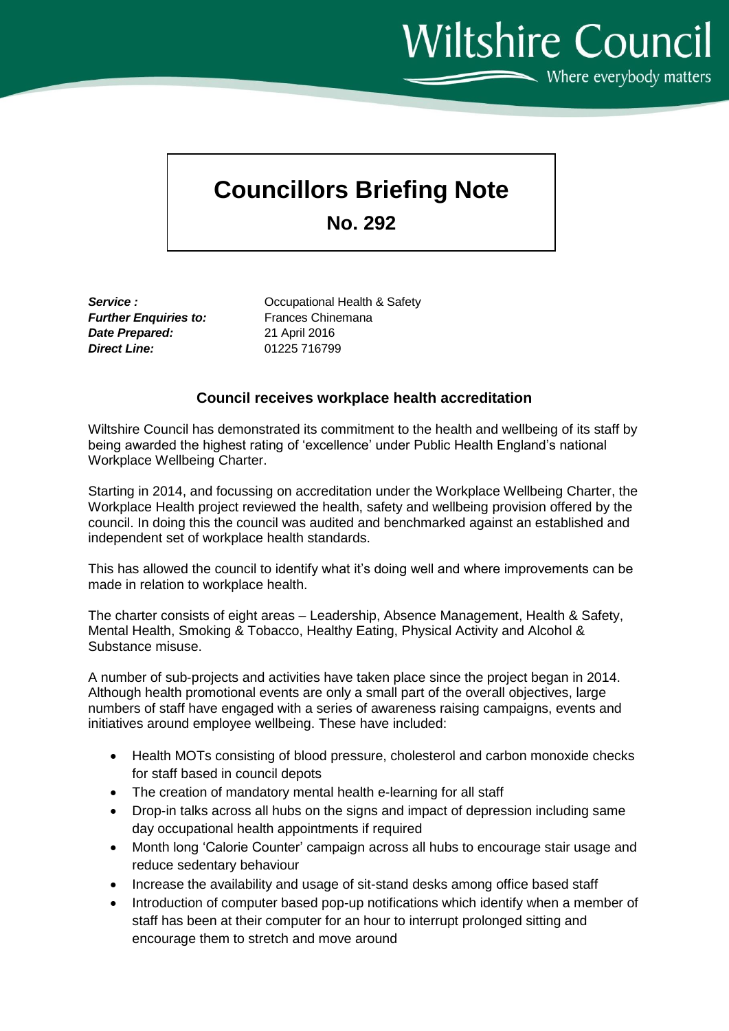Wiltshire Council
Where everybody matters

# Councillors Briefing Note

## No. 292

***Service :*** Occupational Health & Safety
***Further Enquiries to:*** Frances Chinemana
***Date Prepared:*** 21 April 2016
***Direct Line:*** 01225 716799

### Council receives workplace health accreditation

Wiltshire Council has demonstrated its commitment to the health and wellbeing of its staff by being awarded the highest rating of 'excellence' under Public Health England's national Workplace Wellbeing Charter.

Starting in 2014, and focussing on accreditation under the Workplace Wellbeing Charter, the Workplace Health project reviewed the health, safety and wellbeing provision offered by the council. In doing this the council was audited and benchmarked against an established and independent set of workplace health standards.

This has allowed the council to identify what it's doing well and where improvements can be made in relation to workplace health.

The charter consists of eight areas – Leadership, Absence Management, Health & Safety, Mental Health, Smoking & Tobacco, Healthy Eating, Physical Activity and Alcohol & Substance misuse.

A number of sub-projects and activities have taken place since the project began in 2014. Although health promotional events are only a small part of the overall objectives, large numbers of staff have engaged with a series of awareness raising campaigns, events and initiatives around employee wellbeing. These have included:

- Health MOTs consisting of blood pressure, cholesterol and carbon monoxide checks for staff based in council depots
- The creation of mandatory mental health e-learning for all staff
- Drop-in talks across all hubs on the signs and impact of depression including same day occupational health appointments if required
- Month long 'Calorie Counter' campaign across all hubs to encourage stair usage and reduce sedentary behaviour
- Increase the availability and usage of sit-stand desks among office based staff
- Introduction of computer based pop-up notifications which identify when a member of staff has been at their computer for an hour to interrupt prolonged sitting and encourage them to stretch and move around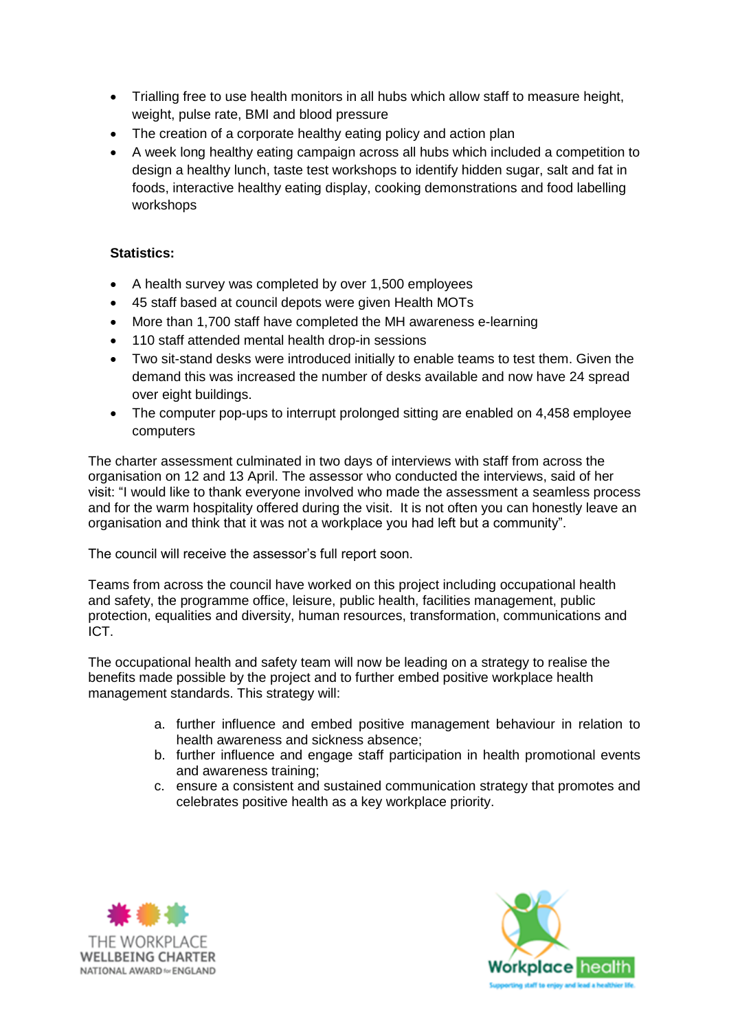- Trialling free to use health monitors in all hubs which allow staff to measure height, weight, pulse rate, BMI and blood pressure
- The creation of a corporate healthy eating policy and action plan
- A week long healthy eating campaign across all hubs which included a competition to design a healthy lunch, taste test workshops to identify hidden sugar, salt and fat in foods, interactive healthy eating display, cooking demonstrations and food labelling workshops

**Statistics:**

- A health survey was completed by over 1,500 employees
- 45 staff based at council depots were given Health MOTs
- More than 1,700 staff have completed the MH awareness e-learning
- 110 staff attended mental health drop-in sessions
- Two sit-stand desks were introduced initially to enable teams to test them. Given the demand this was increased the number of desks available and now have 24 spread over eight buildings.
- The computer pop-ups to interrupt prolonged sitting are enabled on 4,458 employee computers

The charter assessment culminated in two days of interviews with staff from across the organisation on 12 and 13 April. The assessor who conducted the interviews, said of her visit: "I would like to thank everyone involved who made the assessment a seamless process and for the warm hospitality offered during the visit. It is not often you can honestly leave an organisation and think that it was not a workplace you had left but a community".

The council will receive the assessor's full report soon.

Teams from across the council have worked on this project including occupational health and safety, the programme office, leisure, public health, facilities management, public protection, equalities and diversity, human resources, transformation, communications and ICT.

The occupational health and safety team will now be leading on a strategy to realise the benefits made possible by the project and to further embed positive workplace health management standards. This strategy will:

a. further influence and embed positive management behaviour in relation to health awareness and sickness absence;
b. further influence and engage staff participation in health promotional events and awareness training;
c. ensure a consistent and sustained communication strategy that promotes and celebrates positive health as a key workplace priority.

THE WORKPLACE WELLBEING CHARTER
NATIONAL AWARD for ENGLAND

Workplace health
Supporting staff to enjoy and lead a healthier life.